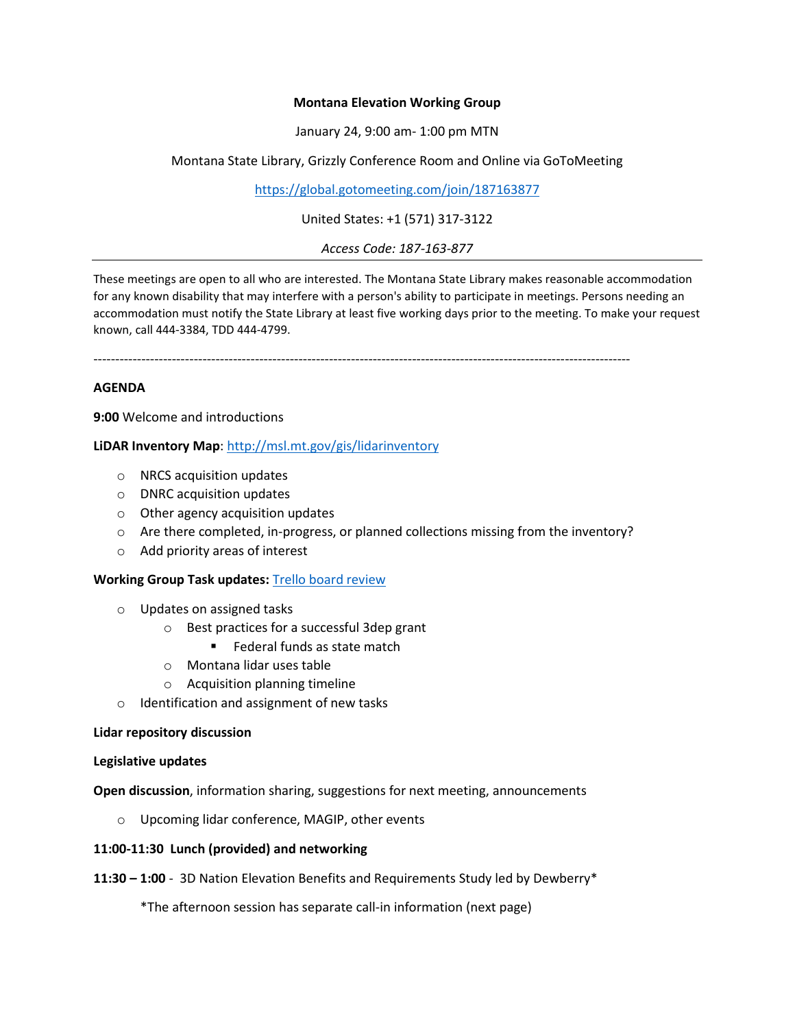**Montana Elevation Working Group**

January 24, 9:00 am- 1:00 pm MTN

Montana State Library, Grizzly Conference Room and Online via GoToMeeting

https://global.gotomeeting.com/join/187163877

United States: +1 (571) 317-3122

*Access Code: 187-163-877*

---

These meetings are open to all who are interested. The Montana State Library makes reasonable accommodation for any known disability that may interfere with a person's ability to participate in meetings. Persons needing an accommodation must notify the State Library at least five working days prior to the meeting. To make your request known, call 444-3384, TDD 444-4799.

---

**AGENDA**

**9:00** Welcome and introductions

**LiDAR Inventory Map**: http://msl.mt.gov/gis/lidarinventory

- NRCS acquisition updates
- DNRC acquisition updates
- Other agency acquisition updates
- Are there completed, in-progress, or planned collections missing from the inventory?
- Add priority areas of interest

**Working Group Task updates:** Trello board review

- Updates on assigned tasks
  - Best practices for a successful 3dep grant
    - Federal funds as state match
  - Montana lidar uses table
  - Acquisition planning timeline
- Identification and assignment of new tasks

**Lidar repository discussion**

**Legislative updates**

**Open discussion**, information sharing, suggestions for next meeting, announcements

- Upcoming lidar conference, MAGIP, other events

**11:00-11:30 Lunch (provided) and networking**

**11:30 – 1:00** - 3D Nation Elevation Benefits and Requirements Study led by Dewberry*

*The afternoon session has separate call-in information (next page)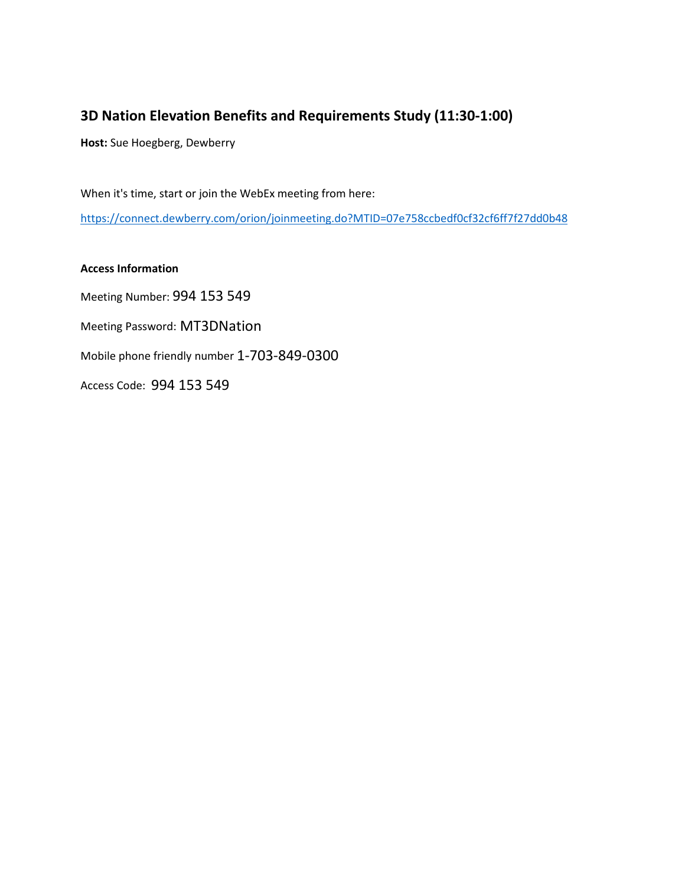### 3D Nation Elevation Benefits and Requirements Study (11:30-1:00)

**Host:** Sue Hoegberg, Dewberry

When it's time, start or join the WebEx meeting from here:

https://connect.dewberry.com/orion/joinmeeting.do?MTID=07e758ccbedf0cf32cf6ff7f27dd0b48

**Access Information**

Meeting Number: 994 153 549

Meeting Password: MT3DNation

Mobile phone friendly number 1-703-849-0300

Access Code: 994 153 549